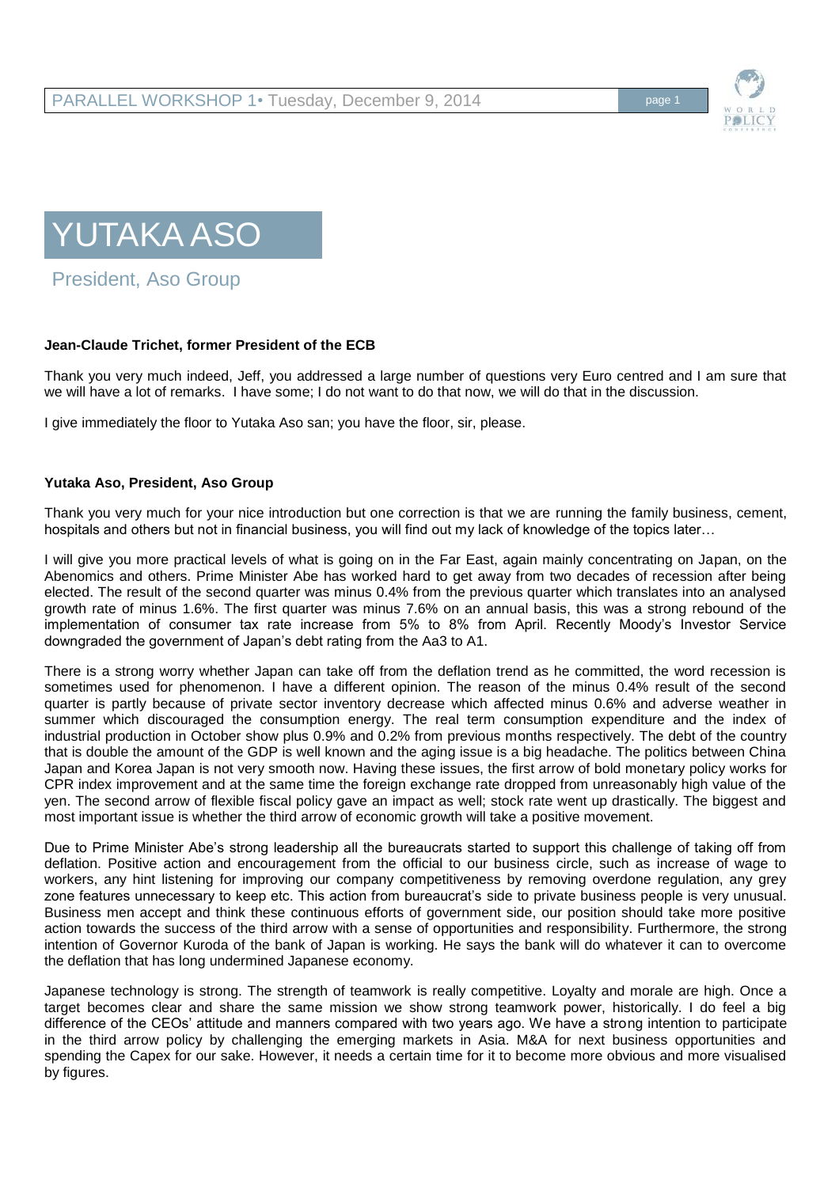# YUTAKA ASO

President, Aso Group

**Jean-Claude Trichet, former President of the ECB**

Thank you very much indeed, Jeff, you addressed a large number of questions very Euro centred and I am sure that we will have a lot of remarks. I have some; I do not want to do that now, we will do that in the discussion.

I give immediately the floor to Yutaka Aso san; you have the floor, sir, please.

**Yutaka Aso, President, Aso Group**

Thank you very much for your nice introduction but one correction is that we are running the family business, cement, hospitals and others but not in financial business, you will find out my lack of knowledge of the topics later…

I will give you more practical levels of what is going on in the Far East, again mainly concentrating on Japan, on the Abenomics and others. Prime Minister Abe has worked hard to get away from two decades of recession after being elected. The result of the second quarter was minus 0.4% from the previous quarter which translates into an analysed growth rate of minus 1.6%. The first quarter was minus 7.6% on an annual basis, this was a strong rebound of the implementation of consumer tax rate increase from 5% to 8% from April. Recently Moody's Investor Service downgraded the government of Japan's debt rating from the Aa3 to A1.

There is a strong worry whether Japan can take off from the deflation trend as he committed, the word recession is sometimes used for phenomenon. I have a different opinion. The reason of the minus 0.4% result of the second quarter is partly because of private sector inventory decrease which affected minus 0.6% and adverse weather in summer which discouraged the consumption energy. The real term consumption expenditure and the index of industrial production in October show plus 0.9% and 0.2% from previous months respectively. The debt of the country that is double the amount of the GDP is well known and the aging issue is a big headache. The politics between China Japan and Korea Japan is not very smooth now. Having these issues, the first arrow of bold monetary policy works for CPR index improvement and at the same time the foreign exchange rate dropped from unreasonably high value of the yen. The second arrow of flexible fiscal policy gave an impact as well; stock rate went up drastically. The biggest and most important issue is whether the third arrow of economic growth will take a positive movement.

Due to Prime Minister Abe's strong leadership all the bureaucrats started to support this challenge of taking off from deflation. Positive action and encouragement from the official to our business circle, such as increase of wage to workers, any hint listening for improving our company competitiveness by removing overdone regulation, any grey zone features unnecessary to keep etc. This action from bureaucrat's side to private business people is very unusual. Business men accept and think these continuous efforts of government side, our position should take more positive action towards the success of the third arrow with a sense of opportunities and responsibility. Furthermore, the strong intention of Governor Kuroda of the bank of Japan is working. He says the bank will do whatever it can to overcome the deflation that has long undermined Japanese economy.

Japanese technology is strong. The strength of teamwork is really competitive. Loyalty and morale are high. Once a target becomes clear and share the same mission we show strong teamwork power, historically. I do feel a big difference of the CEOs' attitude and manners compared with two years ago. We have a strong intention to participate in the third arrow policy by challenging the emerging markets in Asia. M&A for next business opportunities and spending the Capex for our sake. However, it needs a certain time for it to become more obvious and more visualised by figures.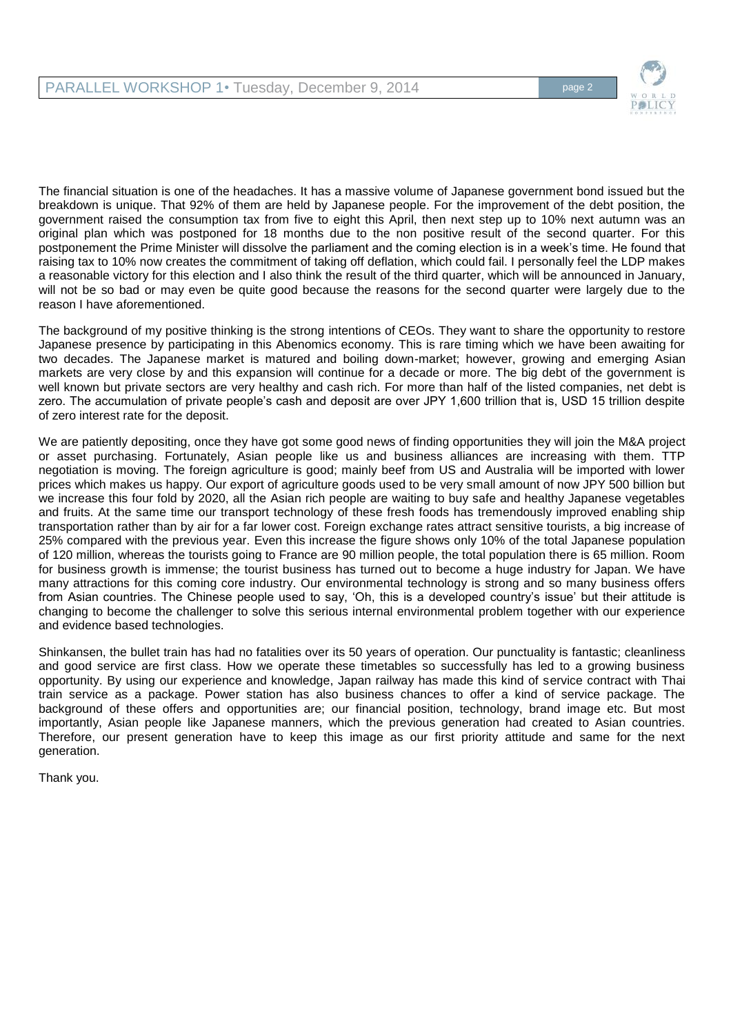The financial situation is one of the headaches. It has a massive volume of Japanese government bond issued but the breakdown is unique. That 92% of them are held by Japanese people. For the improvement of the debt position, the government raised the consumption tax from five to eight this April, then next step up to 10% next autumn was an original plan which was postponed for 18 months due to the non positive result of the second quarter. For this postponement the Prime Minister will dissolve the parliament and the coming election is in a week's time. He found that raising tax to 10% now creates the commitment of taking off deflation, which could fail. I personally feel the LDP makes a reasonable victory for this election and I also think the result of the third quarter, which will be announced in January, will not be so bad or may even be quite good because the reasons for the second quarter were largely due to the reason I have aforementioned.

The background of my positive thinking is the strong intentions of CEOs. They want to share the opportunity to restore Japanese presence by participating in this Abenomics economy. This is rare timing which we have been awaiting for two decades. The Japanese market is matured and boiling down-market; however, growing and emerging Asian markets are very close by and this expansion will continue for a decade or more. The big debt of the government is well known but private sectors are very healthy and cash rich. For more than half of the listed companies, net debt is zero. The accumulation of private people's cash and deposit are over JPY 1,600 trillion that is, USD 15 trillion despite of zero interest rate for the deposit.

We are patiently depositing, once they have got some good news of finding opportunities they will join the M&A project or asset purchasing. Fortunately, Asian people like us and business alliances are increasing with them. TTP negotiation is moving. The foreign agriculture is good; mainly beef from US and Australia will be imported with lower prices which makes us happy. Our export of agriculture goods used to be very small amount of now JPY 500 billion but we increase this four fold by 2020, all the Asian rich people are waiting to buy safe and healthy Japanese vegetables and fruits. At the same time our transport technology of these fresh foods has tremendously improved enabling ship transportation rather than by air for a far lower cost. Foreign exchange rates attract sensitive tourists, a big increase of 25% compared with the previous year. Even this increase the figure shows only 10% of the total Japanese population of 120 million, whereas the tourists going to France are 90 million people, the total population there is 65 million. Room for business growth is immense; the tourist business has turned out to become a huge industry for Japan. We have many attractions for this coming core industry. Our environmental technology is strong and so many business offers from Asian countries. The Chinese people used to say, 'Oh, this is a developed country's issue' but their attitude is changing to become the challenger to solve this serious internal environmental problem together with our experience and evidence based technologies.

Shinkansen, the bullet train has had no fatalities over its 50 years of operation. Our punctuality is fantastic; cleanliness and good service are first class. How we operate these timetables so successfully has led to a growing business opportunity. By using our experience and knowledge, Japan railway has made this kind of service contract with Thai train service as a package. Power station has also business chances to offer a kind of service package. The background of these offers and opportunities are; our financial position, technology, brand image etc. But most importantly, Asian people like Japanese manners, which the previous generation had created to Asian countries. Therefore, our present generation have to keep this image as our first priority attitude and same for the next generation.

Thank you.